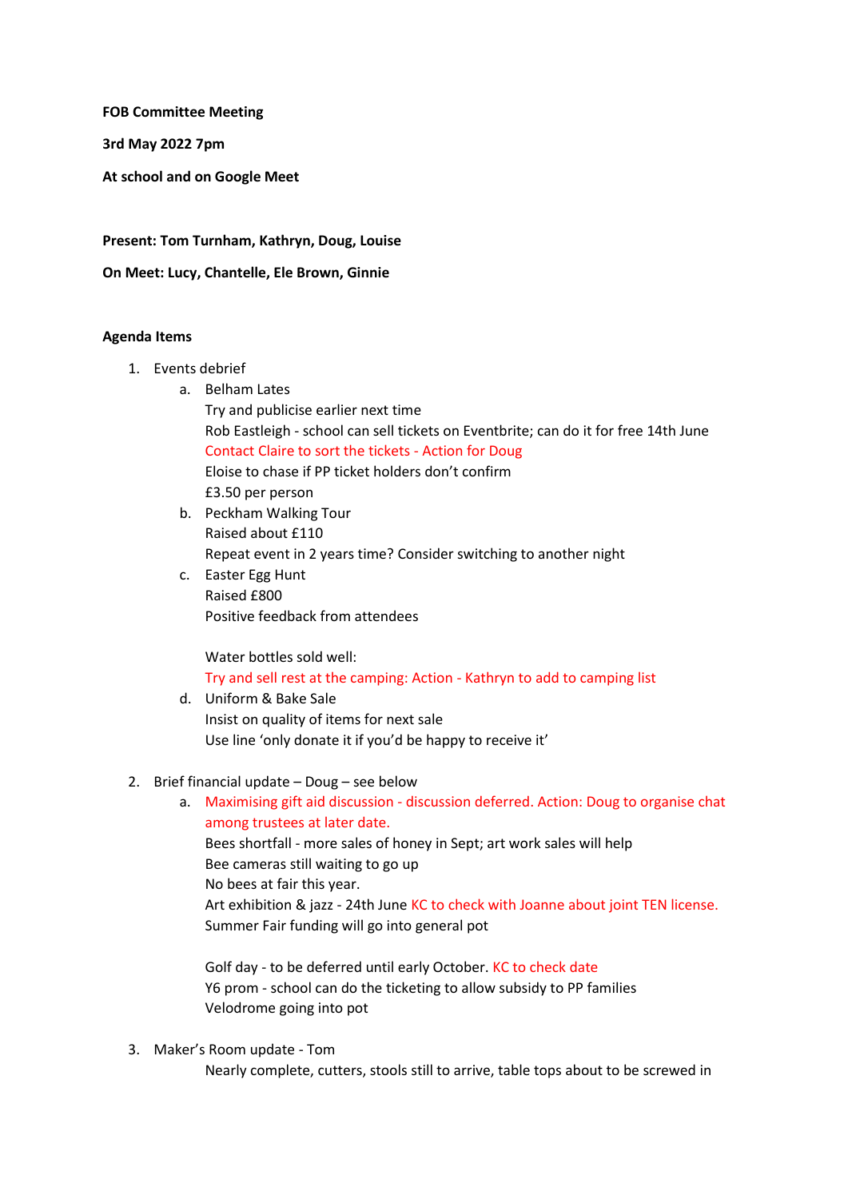**FOB Committee Meeting**

**3rd May 2022 7pm**

**At school and on Google Meet**

**Present: Tom Turnham, Kathryn, Doug, Louise**

**On Meet: Lucy, Chantelle, Ele Brown, Ginnie**

**Agenda Items**

1. Events debrief
    a. Belham Lates
       Try and publicise earlier next time
       Rob Eastleigh - school can sell tickets on Eventbrite; can do it for free 14th June
       Contact Claire to sort the tickets - Action for Doug
       Eloise to chase if PP ticket holders don't confirm
       £3.50 per person
    b. Peckham Walking Tour
       Raised about £110
       Repeat event in 2 years time? Consider switching to another night
    c. Easter Egg Hunt
       Raised £800
       Positive feedback from attendees

       Water bottles sold well:
       Try and sell rest at the camping: Action - Kathryn to add to camping list
    d. Uniform & Bake Sale
       Insist on quality of items for next sale
       Use line 'only donate it if you'd be happy to receive it'

2. Brief financial update – Doug – see below
    a. Maximising gift aid discussion - discussion deferred. Action: Doug to organise chat among trustees at later date.
       Bees shortfall - more sales of honey in Sept; art work sales will help
       Bee cameras still waiting to go up
       No bees at fair this year.
       Art exhibition & jazz - 24th June KC to check with Joanne about joint TEN license.
       Summer Fair funding will go into general pot

       Golf day - to be deferred until early October. KC to check date
       Y6 prom - school can do the ticketing to allow subsidy to PP families
       Velodrome going into pot

3. Maker's Room update - Tom
       Nearly complete, cutters, stools still to arrive, table tops about to be screwed in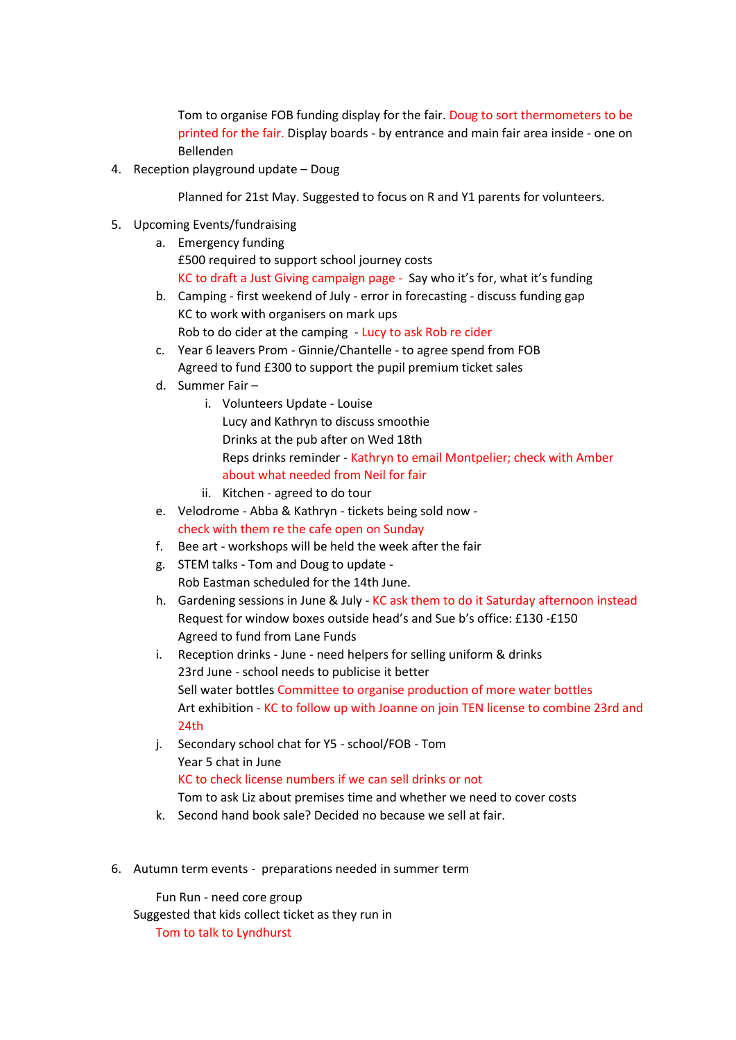Tom to organise FOB funding display for the fair. Doug to sort thermometers to be printed for the fair. Display boards - by entrance and main fair area inside - one on Bellenden

4. Reception playground update – Doug

   Planned for 21st May. Suggested to focus on R and Y1 parents for volunteers.

5. Upcoming Events/fundraising
   a. Emergency funding
      £500 required to support school journey costs
      KC to draft a Just Giving campaign page - Say who it's for, what it's funding
   b. Camping - first weekend of July - error in forecasting - discuss funding gap
      KC to work with organisers on mark ups
      Rob to do cider at the camping - Lucy to ask Rob re cider
   c. Year 6 leavers Prom - Ginnie/Chantelle - to agree spend from FOB
      Agreed to fund £300 to support the pupil premium ticket sales
   d. Summer Fair –
      i. Volunteers Update - Louise
         Lucy and Kathryn to discuss smoothie
         Drinks at the pub after on Wed 18th
         Reps drinks reminder - Kathryn to email Montpelier; check with Amber about what needed from Neil for fair
      ii. Kitchen - agreed to do tour
   e. Velodrome - Abba & Kathryn - tickets being sold now - check with them re the cafe open on Sunday
   f. Bee art - workshops will be held the week after the fair
   g. STEM talks - Tom and Doug to update -
      Rob Eastman scheduled for the 14th June.
   h. Gardening sessions in June & July - KC ask them to do it Saturday afternoon instead
      Request for window boxes outside head's and Sue b's office: £130 -£150
      Agreed to fund from Lane Funds
   i. Reception drinks - June - need helpers for selling uniform & drinks
      23rd June - school needs to publicise it better
      Sell water bottles Committee to organise production of more water bottles
      Art exhibition - KC to follow up with Joanne on join TEN license to combine 23rd and 24th
   j. Secondary school chat for Y5 - school/FOB - Tom
      Year 5 chat in June
      KC to check license numbers if we can sell drinks or not
      Tom to ask Liz about premises time and whether we need to cover costs
   k. Second hand book sale? Decided no because we sell at fair.

6. Autumn term events - preparations needed in summer term

   Fun Run - need core group
   Suggested that kids collect ticket as they run in
   Tom to talk to Lyndhurst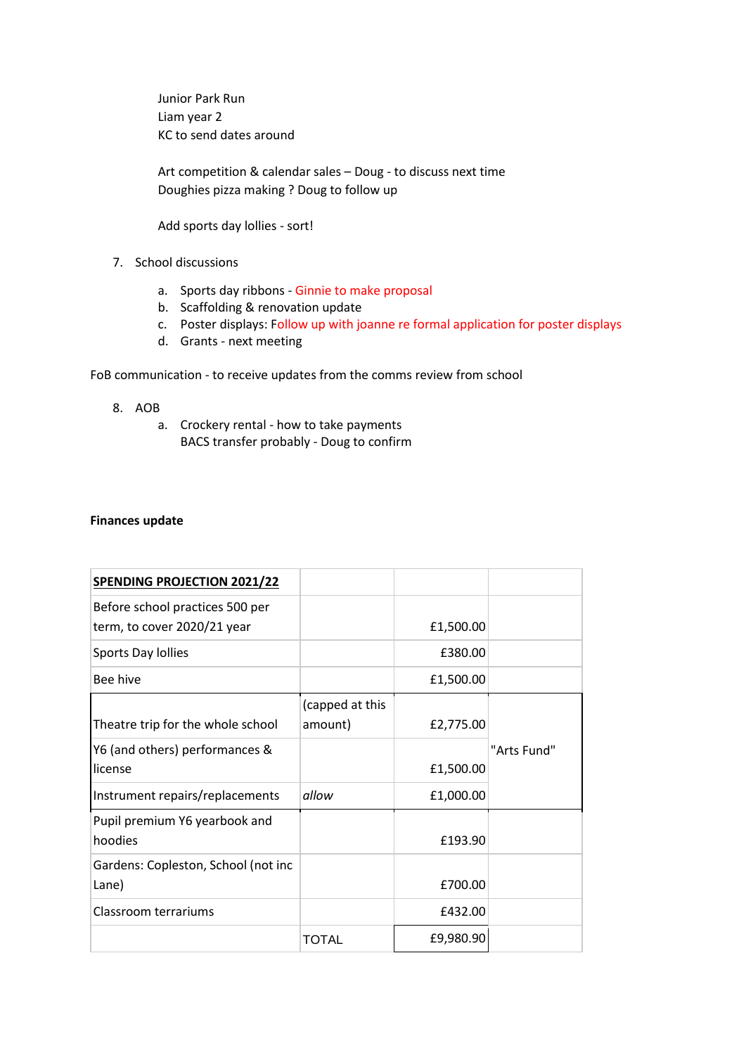Junior Park Run
Liam year 2
KC to send dates around

Art competition & calendar sales – Doug - to discuss next time
Doughies pizza making ? Doug to follow up

Add sports day lollies - sort!

7. School discussions

    a. Sports day ribbons - Ginnie to make proposal
    b. Scaffolding & renovation update
    c. Poster displays: Follow up with joanne re formal application for poster displays
    d. Grants - next meeting

FoB communication - to receive updates from the comms review from school

8. AOB
    a. Crockery rental - how to take payments
       BACS transfer probably - Doug to confirm

**Finances update**

| **SPENDING PROJECTION 2021/22** | | | |
|---|---|---|---|
| Before school practices 500 per term, to cover 2020/21 year | | £1,500.00 | |
| Sports Day lollies | | £380.00 | |
| Bee hive | | £1,500.00 | |
| Theatre trip for the whole school | (capped at this amount) | £2,775.00 | "Arts Fund" |
| Y6 (and others) performances & license | | £1,500.00 | |
| Instrument repairs/replacements | *allow* | £1,000.00 | |
| Pupil premium Y6 yearbook and hoodies | | £193.90 | |
| Gardens: Copleston, School (not inc Lane) | | £700.00 | |
| Classroom terrariums | | £432.00 | |
| | TOTAL | £9,980.90 | |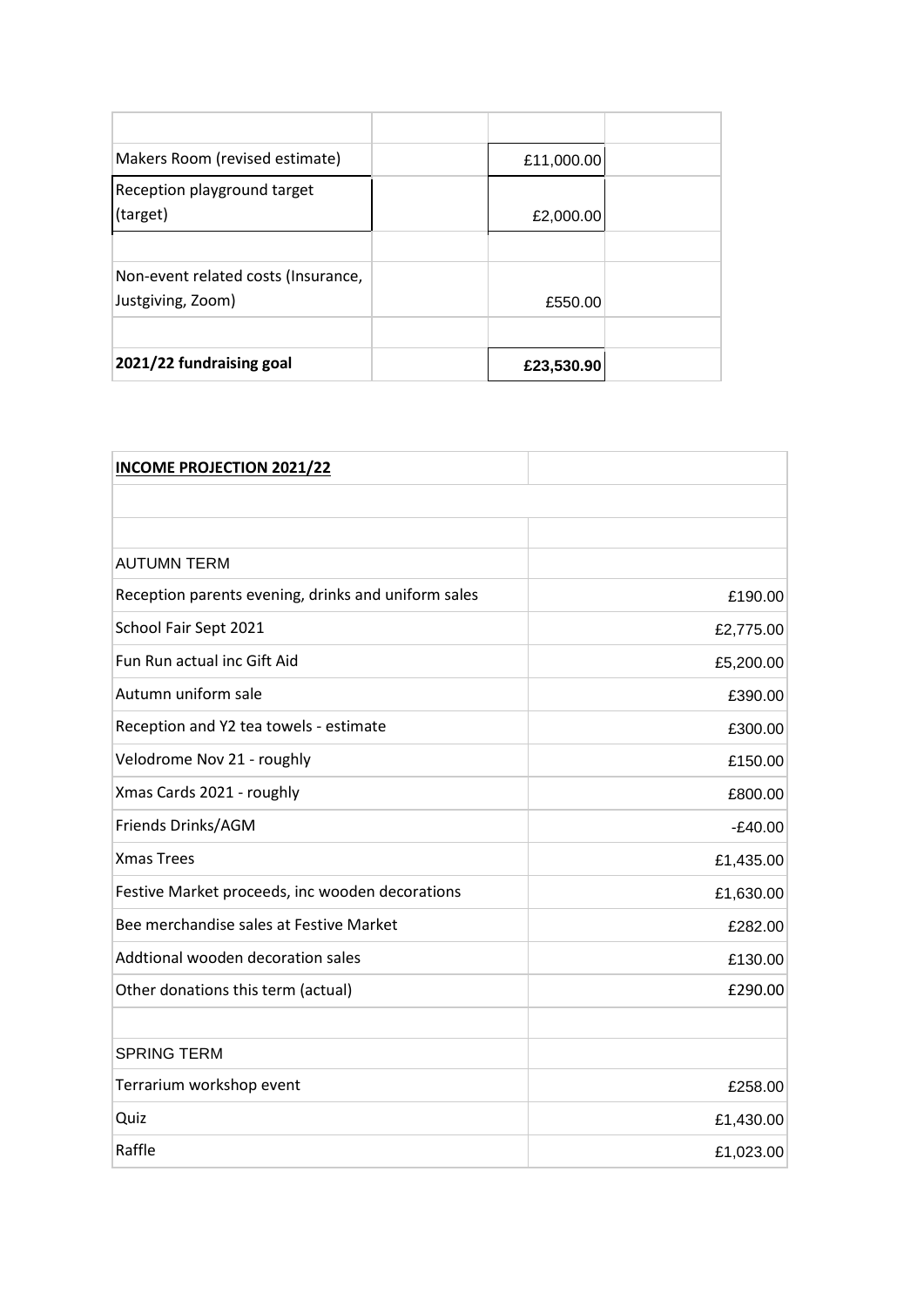| | | | |
|---|---|---|---|
| Makers Room (revised estimate) | | £11,000.00 | |
| Reception playground target (target) | | £2,000.00 | |
| | | | |
| Non-event related costs (Insurance, Justgiving, Zoom) | | £550.00 | |
| | | | |
| **2021/22 fundraising goal** | | **£23,530.90** | |

| **INCOME PROJECTION 2021/22** | |
|---|---|
| | |
| | |
| AUTUMN TERM | |
| Reception parents evening, drinks and uniform sales | £190.00 |
| School Fair Sept 2021 | £2,775.00 |
| Fun Run actual inc Gift Aid | £5,200.00 |
| Autumn uniform sale | £390.00 |
| Reception and Y2 tea towels - estimate | £300.00 |
| Velodrome Nov 21 - roughly | £150.00 |
| Xmas Cards 2021 - roughly | £800.00 |
| Friends Drinks/AGM | -£40.00 |
| Xmas Trees | £1,435.00 |
| Festive Market proceeds, inc wooden decorations | £1,630.00 |
| Bee merchandise sales at Festive Market | £282.00 |
| Addtional wooden decoration sales | £130.00 |
| Other donations this term (actual) | £290.00 |
| | |
| SPRING TERM | |
| Terrarium workshop event | £258.00 |
| Quiz | £1,430.00 |
| Raffle | £1,023.00 |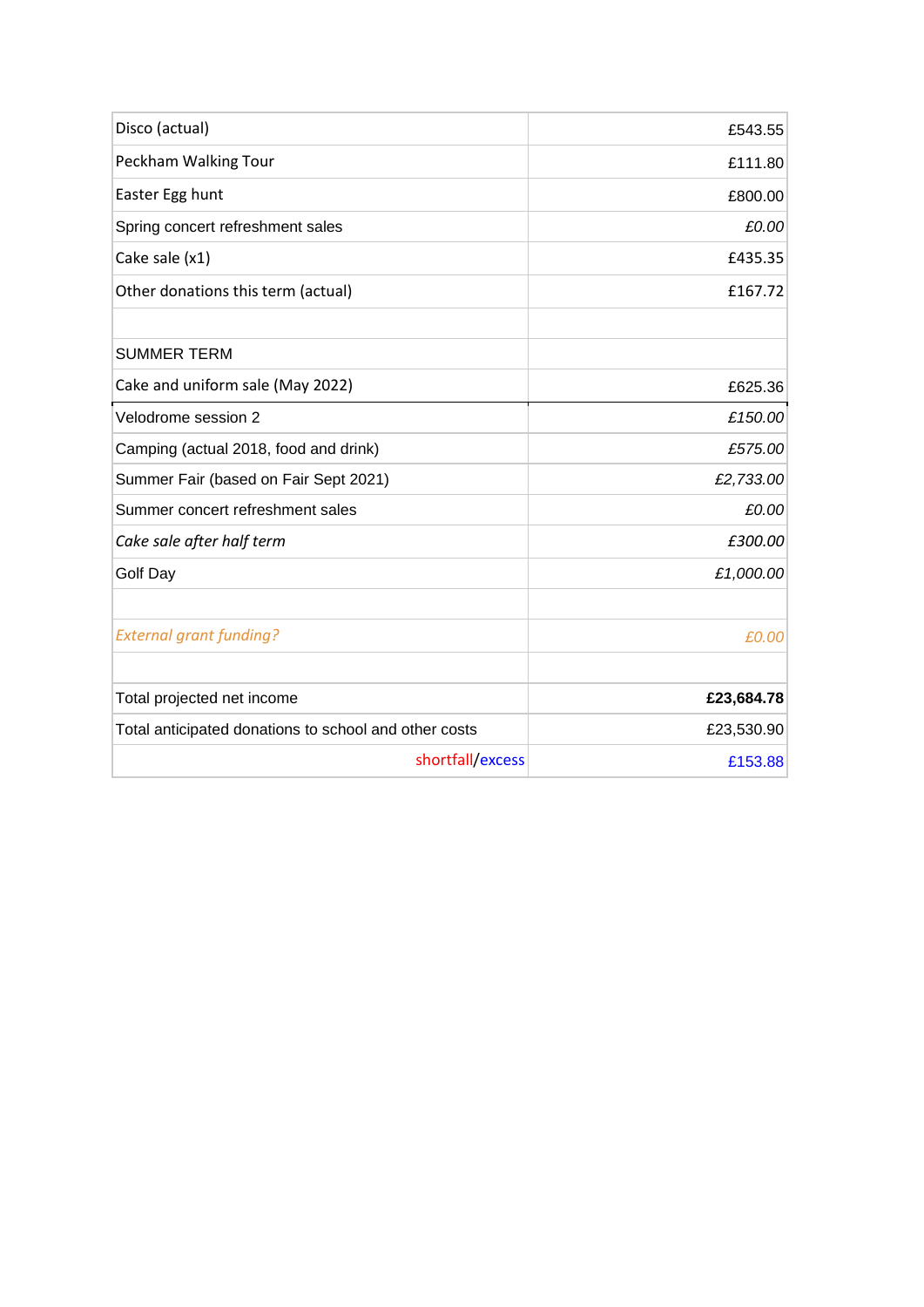| | |
|---|---|
| Disco (actual) | £543.55 |
| Peckham Walking Tour | £111.80 |
| Easter Egg hunt | £800.00 |
| Spring concert refreshment sales | *£0.00* |
| Cake sale (x1) | £435.35 |
| Other donations this term (actual) | £167.72 |
| | |
| SUMMER TERM | |
| Cake and uniform sale (May 2022) | £625.36 |
| Velodrome session 2 | *£150.00* |
| Camping (actual 2018, food and drink) | *£575.00* |
| Summer Fair (based on Fair Sept 2021) | *£2,733.00* |
| Summer concert refreshment sales | *£0.00* |
| *Cake sale after half term* | *£300.00* |
| Golf Day | *£1,000.00* |
| | |
| *External grant funding?* | *£0.00* |
| | |
| Total projected net income | **£23,684.78** |
| Total anticipated donations to school and other costs | £23,530.90 |
| shortfall/excess | £153.88 |